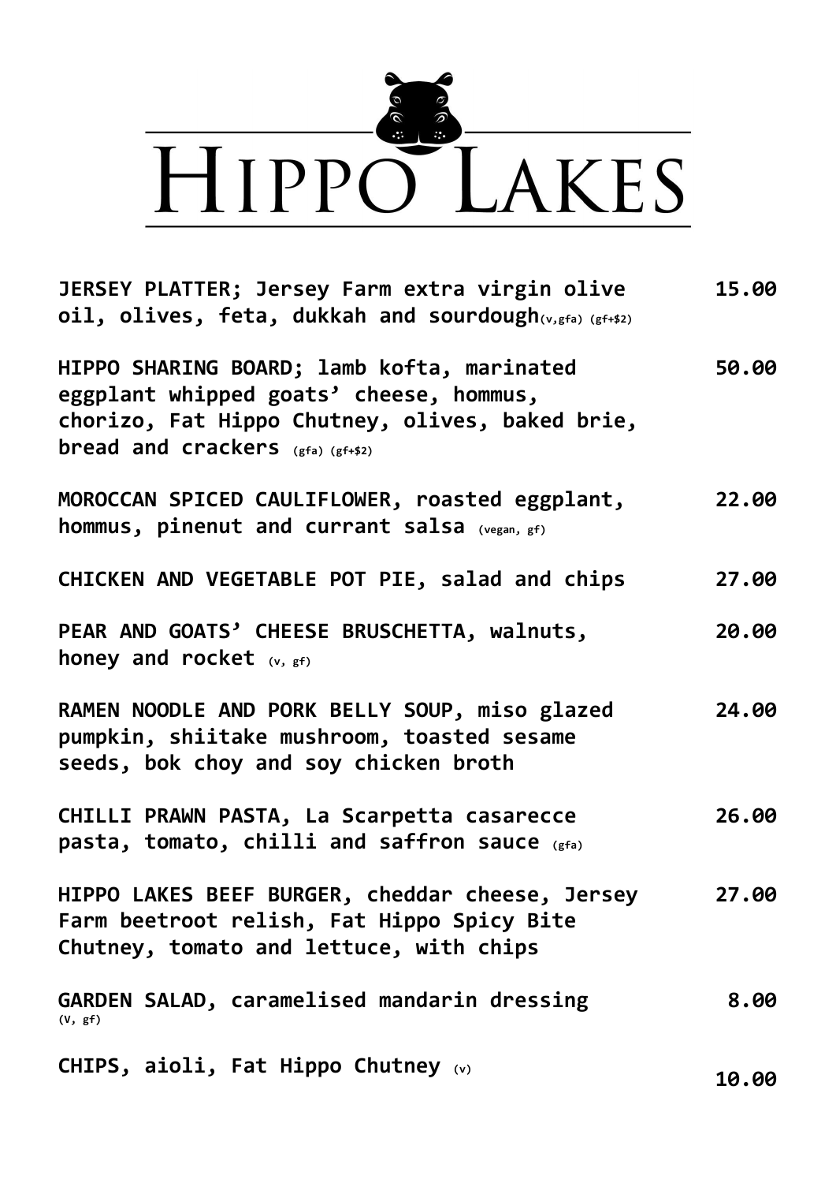# HIPPO LAKES

| | |
|---|---|
| **JERSEY PLATTER; Jersey Farm extra virgin olive oil, olives, feta, dukkah and sourdough** (v,gfa) (gf+$2) | **15.00** |
| **HIPPO SHARING BOARD; lamb kofta, marinated eggplant whipped goats' cheese, hommus, chorizo, Fat Hippo Chutney, olives, baked brie, bread and crackers** (gfa) (gf+$2) | **50.00** |
| **MOROCCAN SPICED CAULIFLOWER, roasted eggplant, hommus, pinenut and currant salsa** (vegan, gf) | **22.00** |
| **CHICKEN AND VEGETABLE POT PIE, salad and chips** | **27.00** |
| **PEAR AND GOATS' CHEESE BRUSCHETTA, walnuts, honey and rocket** (v, gf) | **20.00** |
| **RAMEN NOODLE AND PORK BELLY SOUP, miso glazed pumpkin, shiitake mushroom, toasted sesame seeds, bok choy and soy chicken broth** | **24.00** |
| **CHILLI PRAWN PASTA, La Scarpetta casarecce pasta, tomato, chilli and saffron sauce** (gfa) | **26.00** |
| **HIPPO LAKES BEEF BURGER, cheddar cheese, Jersey Farm beetroot relish, Fat Hippo Spicy Bite Chutney, tomato and lettuce, with chips** | **27.00** |
| **GARDEN SALAD, caramelised mandarin dressing** (V, gf) | **8.00** |
| **CHIPS, aioli, Fat Hippo Chutney** (v) | **10.00** |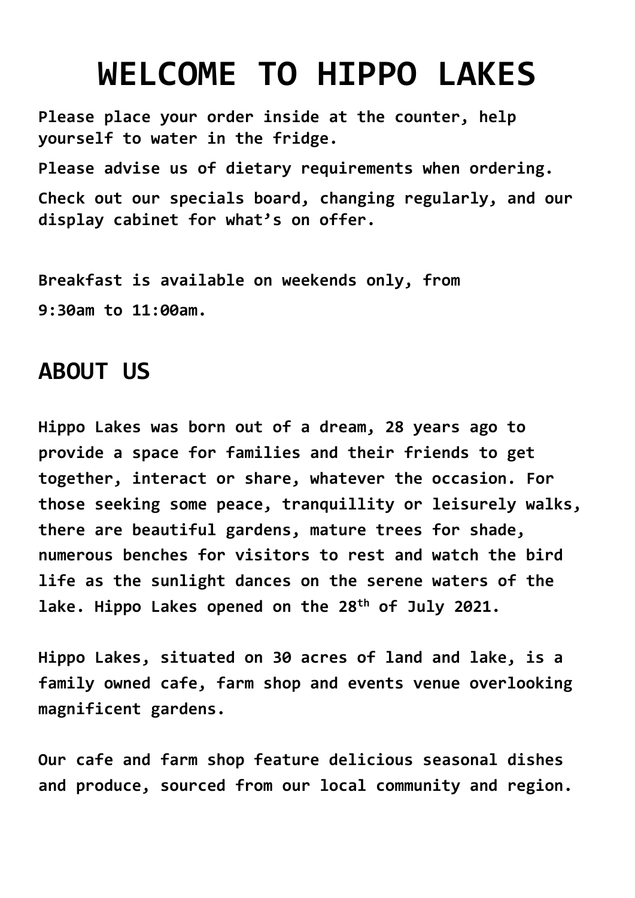# WELCOME TO HIPPO LAKES

**Please place your order inside at the counter, help yourself to water in the fridge.**

**Please advise us of dietary requirements when ordering.**

**Check out our specials board, changing regularly, and our display cabinet for what's on offer.**

**Breakfast is available on weekends only, from**

**9:30am to 11:00am.**

## ABOUT US

**Hippo Lakes was born out of a dream, 28 years ago to provide a space for families and their friends to get together, interact or share, whatever the occasion. For those seeking some peace, tranquillity or leisurely walks, there are beautiful gardens, mature trees for shade, numerous benches for visitors to rest and watch the bird life as the sunlight dances on the serene waters of the lake. Hippo Lakes opened on the 28th of July 2021.**

**Hippo Lakes, situated on 30 acres of land and lake, is a family owned cafe, farm shop and events venue overlooking magnificent gardens.**

**Our cafe and farm shop feature delicious seasonal dishes and produce, sourced from our local community and region.**